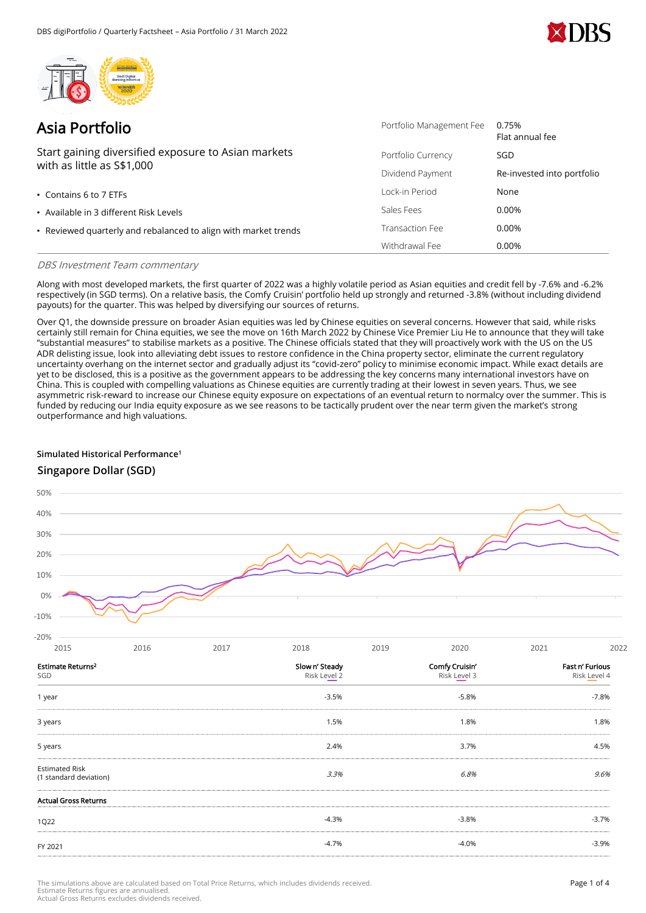# Asia Portfolio

Start gaining diversified exposure to Asian markets with as little as S$1,000

- Contains 6 to 7 ETFs
- Available in 3 different Risk Levels
- Reviewed quarterly and rebalanced to align with market trends

| | |
|---|---|
| Portfolio Management Fee | 0.75% Flat annual fee |
| Portfolio Currency | SGD |
| Dividend Payment | Re-invested into portfolio |
| Lock-in Period | None |
| Sales Fees | 0.00% |
| Transaction Fee | 0.00% |
| Withdrawal Fee | 0.00% |

*DBS Investment Team commentary*

Along with most developed markets, the first quarter of 2022 was a highly volatile period as Asian equities and credit fell by -7.6% and -6.2% respectively (in SGD terms). On a relative basis, the Comfy Cruisin' portfolio held up strongly and returned -3.8% (without including dividend payouts) for the quarter. This was helped by diversifying our sources of returns.

Over Q1, the downside pressure on broader Asian equities was led by Chinese equities on several concerns. However that said, while risks certainly still remain for China equities, we see the move on 16th March 2022 by Chinese Vice Premier Liu He to announce that they will take "substantial measures" to stabilise markets as a positive. The Chinese officials stated that they will proactively work with the US on the US ADR delisting issue, look into alleviating debt issues to restore confidence in the China property sector, eliminate the current regulatory uncertainty overhang on the internet sector and gradually adjust its "covid-zero" policy to minimise economic impact. While exact details are yet to be disclosed, this is a positive as the government appears to be addressing the key concerns many international investors have on China. This is coupled with compelling valuations as Chinese equities are currently trading at their lowest in seven years. Thus, we see asymmetric risk-reward to increase our Chinese equity exposure on expectations of an eventual return to normalcy over the summer. This is funded by reducing our India equity exposure as we see reasons to be tactically prudent over the near term given the market's strong outperformance and high valuations.

**Simulated Historical Performance**[1]

### Singapore Dollar (SGD)

| Estimate Returns[2] SGD | Slow n' Steady Risk Level 2 | Comfy Cruisin' Risk Level 3 | Fast n' Furious Risk Level 4 |
|---|---|---|---|
| 1 year | -3.5% | -5.8% | -7.8% |
| 3 years | 1.5% | 1.8% | 1.8% |
| 5 years | 2.4% | 3.7% | 4.5% |
| Estimated Risk (1 standard deviation) | *3.3%* | *6.8%* | *9.6%* |
| **Actual Gross Returns** | | | |
| 1Q22 | -4.3% | -3.8% | -3.7% |
| FY 2021 | -4.7% | -4.0% | -3.9% |

The simulations above are calculated based on Total Price Returns, which includes dividends received.
Estimate Returns figures are annualised.
Actual Gross Returns excludes dividends received.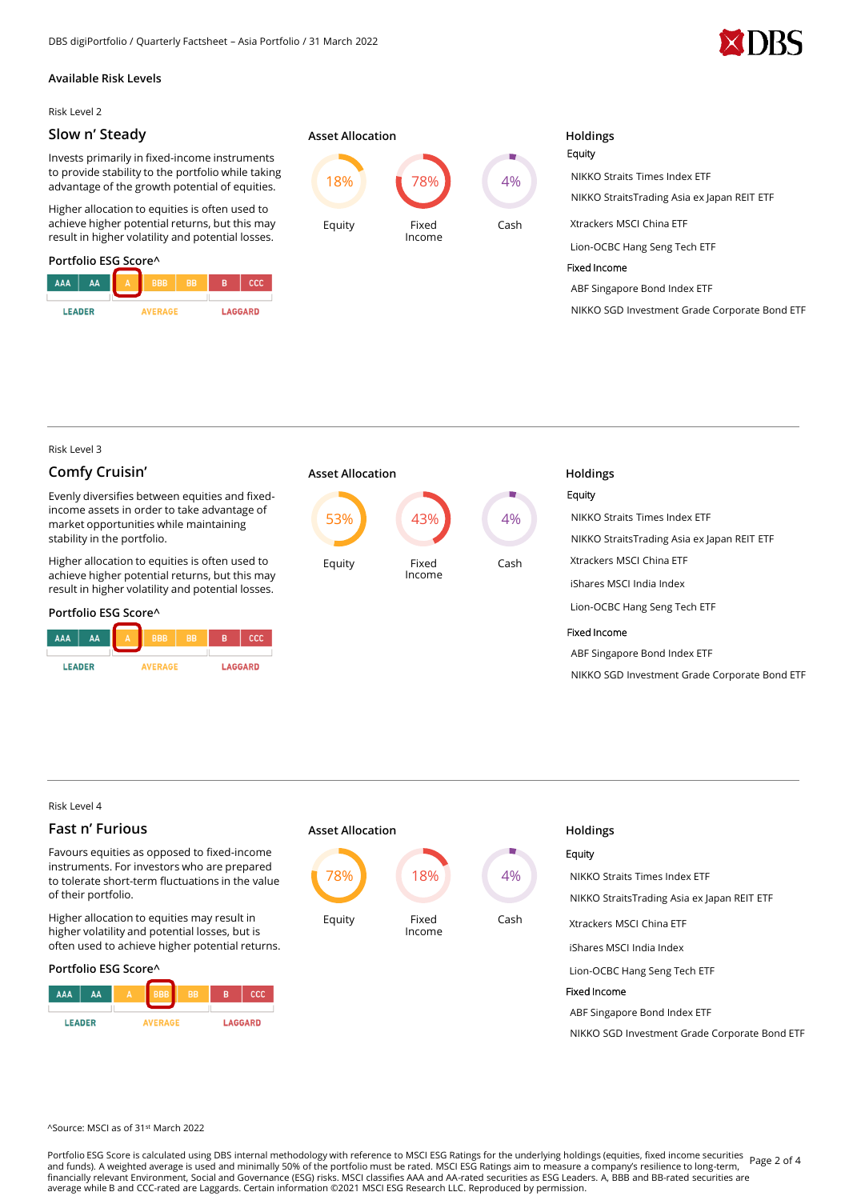## Available Risk Levels

Risk Level 2

### Slow n' Steady

Invests primarily in fixed-income instruments to provide stability to the portfolio while taking advantage of the growth potential of equities.

Higher allocation to equities is often used to achieve higher potential returns, but this may result in higher volatility and potential losses.

**Portfolio ESG Score^**

AAA | AA | **A** | BBB | BB | B | CCC

LEADER | AVERAGE | LAGGARD

**Asset Allocation**

| Equity | Fixed Income | Cash |
|---|---|---|
| 18% | 78% | 4% |

**Holdings**

Equity
- NIKKO Straits Times Index ETF
- NIKKO StraitsTrading Asia ex Japan REIT ETF
- Xtrackers MSCI China ETF
- Lion-OCBC Hang Seng Tech ETF

Fixed Income
- ABF Singapore Bond Index ETF
- NIKKO SGD Investment Grade Corporate Bond ETF

---

Risk Level 3

### Comfy Cruisin'

Evenly diversifies between equities and fixed-income assets in order to take advantage of market opportunities while maintaining stability in the portfolio.

Higher allocation to equities is often used to achieve higher potential returns, but this may result in higher volatility and potential losses.

**Portfolio ESG Score^**

AAA | AA | **A** | BBB | BB | B | CCC

LEADER | AVERAGE | LAGGARD

**Asset Allocation**

| Equity | Fixed Income | Cash |
|---|---|---|
| 53% | 43% | 4% |

**Holdings**

Equity
- NIKKO Straits Times Index ETF
- NIKKO StraitsTrading Asia ex Japan REIT ETF
- Xtrackers MSCI China ETF
- iShares MSCI India Index
- Lion-OCBC Hang Seng Tech ETF

Fixed Income
- ABF Singapore Bond Index ETF
- NIKKO SGD Investment Grade Corporate Bond ETF

---

Risk Level 4

### Fast n' Furious

Favours equities as opposed to fixed-income instruments. For investors who are prepared to tolerate short-term fluctuations in the value of their portfolio.

Higher allocation to equities may result in higher volatility and potential losses, but is often used to achieve higher potential returns.

**Portfolio ESG Score^**

AAA | AA | A | **BBB** | BB | B | CCC

LEADER | AVERAGE | LAGGARD

**Asset Allocation**

| Equity | Fixed Income | Cash |
|---|---|---|
| 78% | 18% | 4% |

**Holdings**

Equity
- NIKKO Straits Times Index ETF
- NIKKO StraitsTrading Asia ex Japan REIT ETF
- Xtrackers MSCI China ETF
- iShares MSCI India Index
- Lion-OCBC Hang Seng Tech ETF

Fixed Income
- ABF Singapore Bond Index ETF
- NIKKO SGD Investment Grade Corporate Bond ETF

^Source: MSCI as of 31st March 2022

Portfolio ESG Score is calculated using DBS internal methodology with reference to MSCI ESG Ratings for the underlying holdings (equities, fixed income securities and funds). A weighted average is used and minimally 50% of the portfolio must be rated. MSCI ESG Ratings aim to measure a company's resilience to long-term, financially relevant Environment, Social and Governance (ESG) risks. MSCI classifies AAA and AA-rated securities as ESG Leaders. A, BBB and BB-rated securities are average while B and CCC-rated are Laggards. Certain information ©2021 MSCI ESG Research LLC. Reproduced by permission.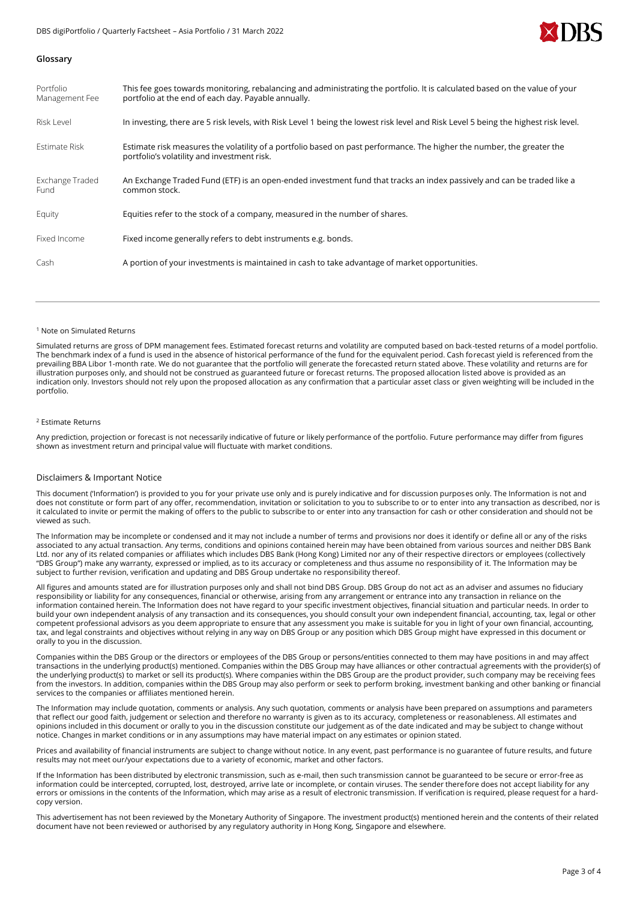## Glossary

| | |
|---|---|
| Portfolio Management Fee | This fee goes towards monitoring, rebalancing and administrating the portfolio. It is calculated based on the value of your portfolio at the end of each day. Payable annually. |
| Risk Level | In investing, there are 5 risk levels, with Risk Level 1 being the lowest risk level and Risk Level 5 being the highest risk level. |
| Estimate Risk | Estimate risk measures the volatility of a portfolio based on past performance. The higher the number, the greater the portfolio's volatility and investment risk. |
| Exchange Traded Fund | An Exchange Traded Fund (ETF) is an open-ended investment fund that tracks an index passively and can be traded like a common stock. |
| Equity | Equities refer to the stock of a company, measured in the number of shares. |
| Fixed Income | Fixed income generally refers to debt instruments e.g. bonds. |
| Cash | A portion of your investments is maintained in cash to take advantage of market opportunities. |

[1] Note on Simulated Returns

Simulated returns are gross of DPM management fees. Estimated forecast returns and volatility are computed based on back-tested returns of a model portfolio. The benchmark index of a fund is used in the absence of historical performance of the fund for the equivalent period. Cash forecast yield is referenced from the prevailing BBA Libor 1-month rate. We do not guarantee that the portfolio will generate the forecasted return stated above. These volatility and returns are for illustration purposes only, and should not be construed as guaranteed future or forecast returns. The proposed allocation listed above is provided as an indication only. Investors should not rely upon the proposed allocation as any confirmation that a particular asset class or given weighting will be included in the portfolio.

[2] Estimate Returns

Any prediction, projection or forecast is not necessarily indicative of future or likely performance of the portfolio. Future performance may differ from figures shown as investment return and principal value will fluctuate with market conditions.

### Disclaimers & Important Notice

This document ('Information') is provided to you for your private use only and is purely indicative and for discussion purposes only. The Information is not and does not constitute or form part of any offer, recommendation, invitation or solicitation to you to subscribe to or to enter into any transaction as described, nor is it calculated to invite or permit the making of offers to the public to subscribe to or enter into any transaction for cash or other consideration and should not be viewed as such.

The Information may be incomplete or condensed and it may not include a number of terms and provisions nor does it identify or define all or any of the risks associated to any actual transaction. Any terms, conditions and opinions contained herein may have been obtained from various sources and neither DBS Bank Ltd. nor any of its related companies or affiliates which includes DBS Bank (Hong Kong) Limited nor any of their respective directors or employees (collectively "DBS Group") make any warranty, expressed or implied, as to its accuracy or completeness and thus assume no responsibility of it. The Information may be subject to further revision, verification and updating and DBS Group undertake no responsibility thereof.

All figures and amounts stated are for illustration purposes only and shall not bind DBS Group. DBS Group do not act as an adviser and assumes no fiduciary responsibility or liability for any consequences, financial or otherwise, arising from any arrangement or entrance into any transaction in reliance on the information contained herein. The Information does not have regard to your specific investment objectives, financial situation and particular needs. In order to build your own independent analysis of any transaction and its consequences, you should consult your own independent financial, accounting, tax, legal or other competent professional advisors as you deem appropriate to ensure that any assessment you make is suitable for you in light of your own financial, accounting, tax, and legal constraints and objectives without relying in any way on DBS Group or any position which DBS Group might have expressed in this document or orally to you in the discussion.

Companies within the DBS Group or the directors or employees of the DBS Group or persons/entities connected to them may have positions in and may affect transactions in the underlying product(s) mentioned. Companies within the DBS Group may have alliances or other contractual agreements with the provider(s) of the underlying product(s) to market or sell its product(s). Where companies within the DBS Group are the product provider, such company may be receiving fees from the investors. In addition, companies within the DBS Group may also perform or seek to perform broking, investment banking and other banking or financial services to the companies or affiliates mentioned herein.

The Information may include quotation, comments or analysis. Any such quotation, comments or analysis have been prepared on assumptions and parameters that reflect our good faith, judgement or selection and therefore no warranty is given as to its accuracy, completeness or reasonableness. All estimates and opinions included in this document or orally to you in the discussion constitute our judgement as of the date indicated and may be subject to change without notice. Changes in market conditions or in any assumptions may have material impact on any estimates or opinion stated.

Prices and availability of financial instruments are subject to change without notice. In any event, past performance is no guarantee of future results, and future results may not meet our/your expectations due to a variety of economic, market and other factors.

If the Information has been distributed by electronic transmission, such as e-mail, then such transmission cannot be guaranteed to be secure or error-free as information could be intercepted, corrupted, lost, destroyed, arrive late or incomplete, or contain viruses. The sender therefore does not accept liability for any errors or omissions in the contents of the Information, which may arise as a result of electronic transmission. If verification is required, please request for a hard-copy version.

This advertisement has not been reviewed by the Monetary Authority of Singapore. The investment product(s) mentioned herein and the contents of their related document have not been reviewed or authorised by any regulatory authority in Hong Kong, Singapore and elsewhere.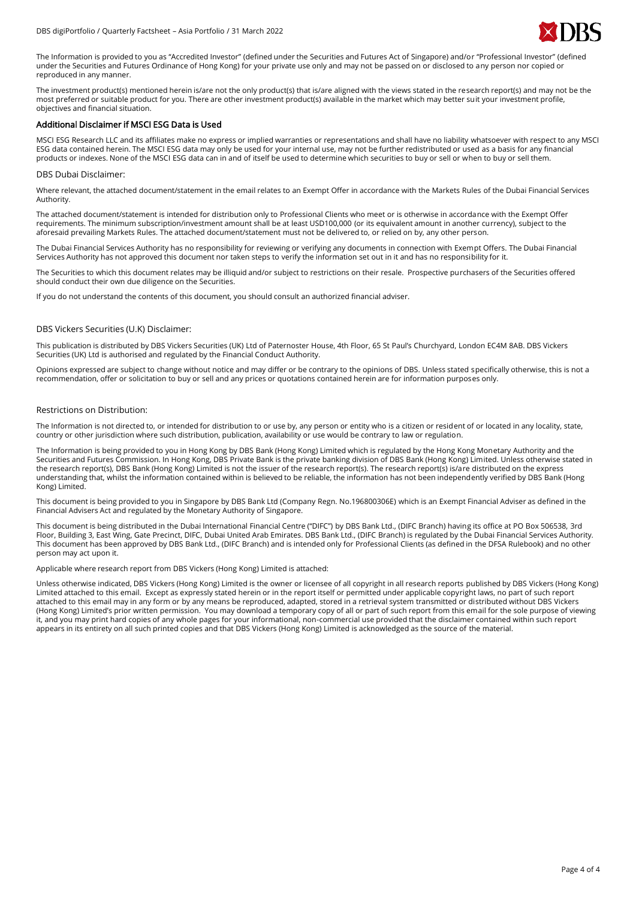The Information is provided to you as "Accredited Investor" (defined under the Securities and Futures Act of Singapore) and/or "Professional Investor" (defined under the Securities and Futures Ordinance of Hong Kong) for your private use only and may not be passed on or disclosed to any person nor copied or reproduced in any manner.

The investment product(s) mentioned herein is/are not the only product(s) that is/are aligned with the views stated in the research report(s) and may not be the most preferred or suitable product for you. There are other investment product(s) available in the market which may better suit your investment profile, objectives and financial situation.

## Additional Disclaimer if MSCI ESG Data is Used

MSCI ESG Research LLC and its affiliates make no express or implied warranties or representations and shall have no liability whatsoever with respect to any MSCI ESG data contained herein. The MSCI ESG data may only be used for your internal use, may not be further redistributed or used as a basis for any financial products or indexes. None of the MSCI ESG data can in and of itself be used to determine which securities to buy or sell or when to buy or sell them.

## DBS Dubai Disclaimer:

Where relevant, the attached document/statement in the email relates to an Exempt Offer in accordance with the Markets Rules of the Dubai Financial Services Authority.

The attached document/statement is intended for distribution only to Professional Clients who meet or is otherwise in accordance with the Exempt Offer requirements. The minimum subscription/investment amount shall be at least USD100,000 (or its equivalent amount in another currency), subject to the aforesaid prevailing Markets Rules. The attached document/statement must not be delivered to, or relied on by, any other person.

The Dubai Financial Services Authority has no responsibility for reviewing or verifying any documents in connection with Exempt Offers. The Dubai Financial Services Authority has not approved this document nor taken steps to verify the information set out in it and has no responsibility for it.

The Securities to which this document relates may be illiquid and/or subject to restrictions on their resale. Prospective purchasers of the Securities offered should conduct their own due diligence on the Securities.

If you do not understand the contents of this document, you should consult an authorized financial adviser.

## DBS Vickers Securities (U.K) Disclaimer:

This publication is distributed by DBS Vickers Securities (UK) Ltd of Paternoster House, 4th Floor, 65 St Paul's Churchyard, London EC4M 8AB. DBS Vickers Securities (UK) Ltd is authorised and regulated by the Financial Conduct Authority.

Opinions expressed are subject to change without notice and may differ or be contrary to the opinions of DBS. Unless stated specifically otherwise, this is not a recommendation, offer or solicitation to buy or sell and any prices or quotations contained herein are for information purposes only.

## Restrictions on Distribution:

The Information is not directed to, or intended for distribution to or use by, any person or entity who is a citizen or resident of or located in any locality, state, country or other jurisdiction where such distribution, publication, availability or use would be contrary to law or regulation.

The Information is being provided to you in Hong Kong by DBS Bank (Hong Kong) Limited which is regulated by the Hong Kong Monetary Authority and the Securities and Futures Commission. In Hong Kong, DBS Private Bank is the private banking division of DBS Bank (Hong Kong) Limited. Unless otherwise stated in the research report(s), DBS Bank (Hong Kong) Limited is not the issuer of the research report(s). The research report(s) is/are distributed on the express understanding that, whilst the information contained within is believed to be reliable, the information has not been independently verified by DBS Bank (Hong Kong) Limited.

This document is being provided to you in Singapore by DBS Bank Ltd (Company Regn. No.196800306E) which is an Exempt Financial Adviser as defined in the Financial Advisers Act and regulated by the Monetary Authority of Singapore.

This document is being distributed in the Dubai International Financial Centre ("DIFC") by DBS Bank Ltd., (DIFC Branch) having its office at PO Box 506538, 3rd Floor, Building 3, East Wing, Gate Precinct, DIFC, Dubai United Arab Emirates. DBS Bank Ltd., (DIFC Branch) is regulated by the Dubai Financial Services Authority. This document has been approved by DBS Bank Ltd., (DIFC Branch) and is intended only for Professional Clients (as defined in the DFSA Rulebook) and no other person may act upon it.

Applicable where research report from DBS Vickers (Hong Kong) Limited is attached:

Unless otherwise indicated, DBS Vickers (Hong Kong) Limited is the owner or licensee of all copyright in all research reports published by DBS Vickers (Hong Kong) Limited attached to this email. Except as expressly stated herein or in the report itself or permitted under applicable copyright laws, no part of such report attached to this email may in any form or by any means be reproduced, adapted, stored in a retrieval system transmitted or distributed without DBS Vickers (Hong Kong) Limited's prior written permission. You may download a temporary copy of all or part of such report from this email for the sole purpose of viewing it, and you may print hard copies of any whole pages for your informational, non-commercial use provided that the disclaimer contained within such report appears in its entirety on all such printed copies and that DBS Vickers (Hong Kong) Limited is acknowledged as the source of the material.